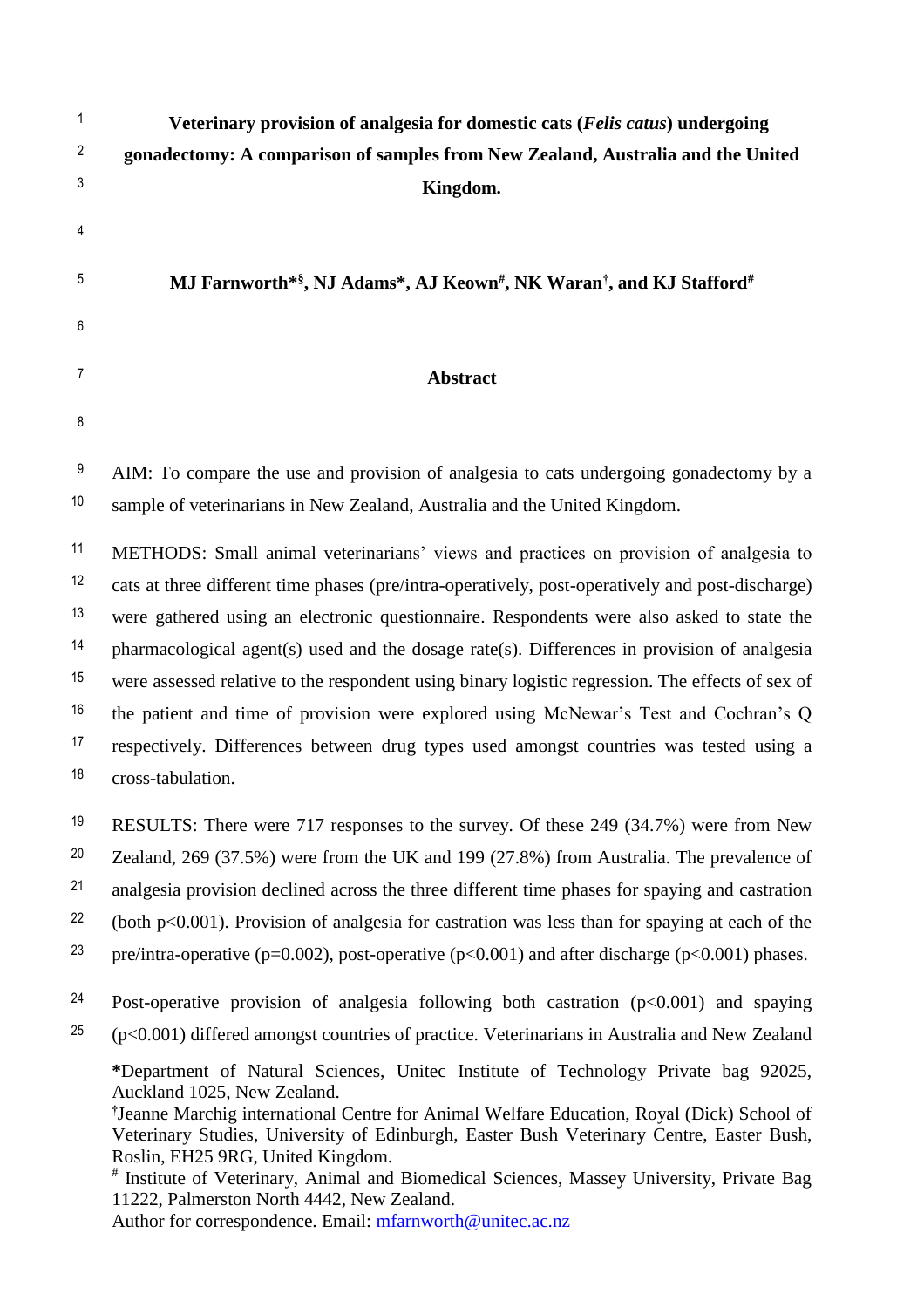# Veterinary provision of analgesia for domestic cats (*Felis catus*) undergoing gonadectomy: A comparison of samples from New Zealand, Australia and the United Kingdom.

**MJ Farnworth*[§], NJ Adams*, AJ Keown[#], NK Waran[†], and KJ Stafford[#]**

## Abstract

AIM: To compare the use and provision of analgesia to cats undergoing gonadectomy by a sample of veterinarians in New Zealand, Australia and the United Kingdom.

METHODS: Small animal veterinarians' views and practices on provision of analgesia to cats at three different time phases (pre/intra-operatively, post-operatively and post-discharge) were gathered using an electronic questionnaire. Respondents were also asked to state the pharmacological agent(s) used and the dosage rate(s). Differences in provision of analgesia were assessed relative to the respondent using binary logistic regression. The effects of sex of the patient and time of provision were explored using McNewar's Test and Cochran's Q respectively. Differences between drug types used amongst countries was tested using a cross-tabulation.

RESULTS: There were 717 responses to the survey. Of these 249 (34.7%) were from New Zealand, 269 (37.5%) were from the UK and 199 (27.8%) from Australia. The prevalence of analgesia provision declined across the three different time phases for spaying and castration (both $p<0.001$). Provision of analgesia for castration was less than for spaying at each of the pre/intra-operative ($p=0.002$), post-operative ($p<0.001$) and after discharge ($p<0.001$) phases.

Post-operative provision of analgesia following both castration ($p<0.001$) and spaying ($p<0.001$) differed amongst countries of practice. Veterinarians in Australia and New Zealand

**\***Department of Natural Sciences, Unitec Institute of Technology Private bag 92025, Auckland 1025, New Zealand.
[†]Jeanne Marchig international Centre for Animal Welfare Education, Royal (Dick) School of Veterinary Studies, University of Edinburgh, Easter Bush Veterinary Centre, Easter Bush, Roslin, EH25 9RG, United Kingdom.
[#] Institute of Veterinary, Animal and Biomedical Sciences, Massey University, Private Bag 11222, Palmerston North 4442, New Zealand.
Author for correspondence. Email: mfarnworth@unitec.ac.nz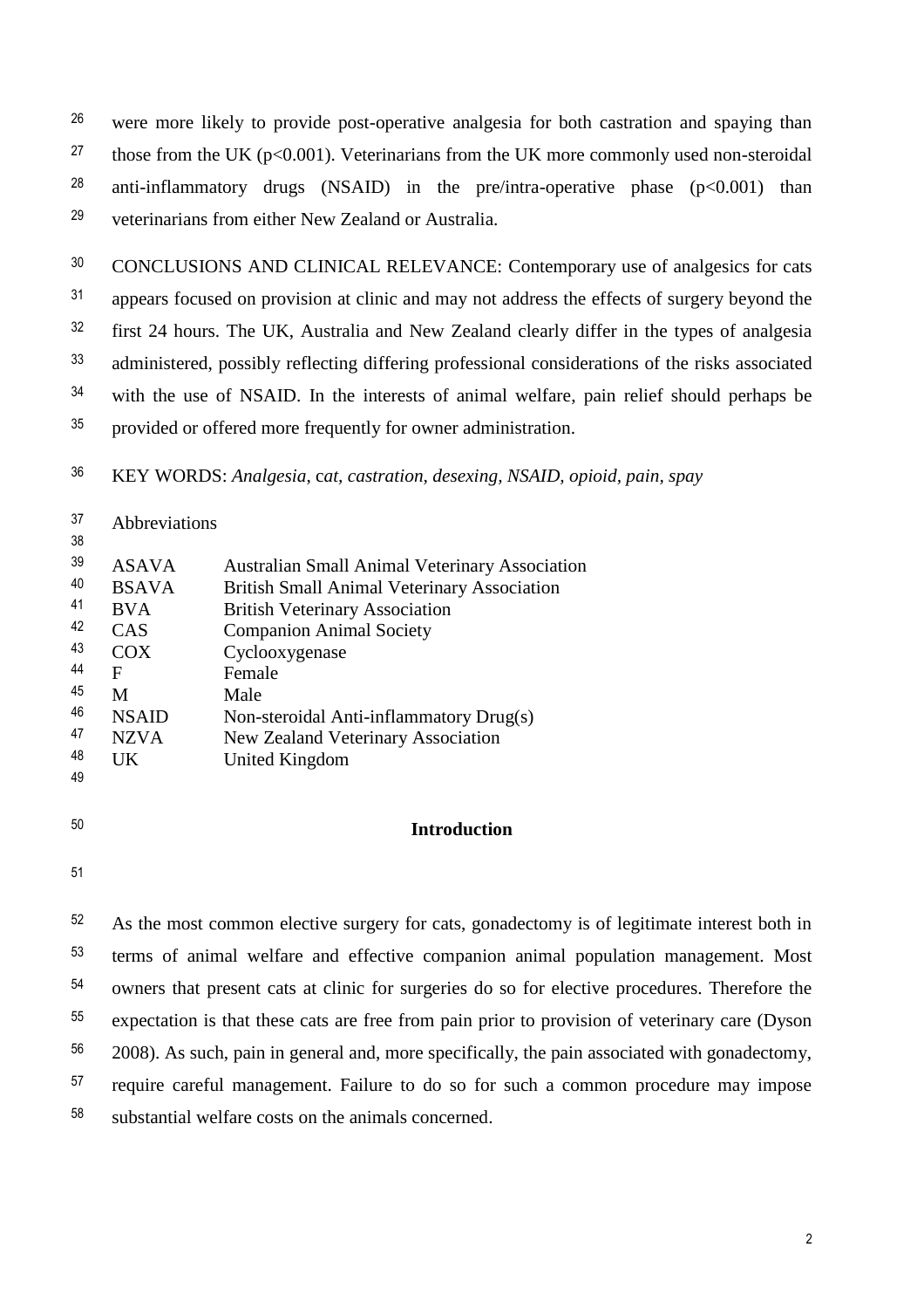were more likely to provide post-operative analgesia for both castration and spaying than those from the UK ($p<0.001$). Veterinarians from the UK more commonly used non-steroidal anti-inflammatory drugs (NSAID) in the pre/intra-operative phase ($p<0.001$) than veterinarians from either New Zealand or Australia.

CONCLUSIONS AND CLINICAL RELEVANCE: Contemporary use of analgesics for cats appears focused on provision at clinic and may not address the effects of surgery beyond the first 24 hours. The UK, Australia and New Zealand clearly differ in the types of analgesia administered, possibly reflecting differing professional considerations of the risks associated with the use of NSAID. In the interests of animal welfare, pain relief should perhaps be provided or offered more frequently for owner administration.

KEY WORDS: *Analgesia*, c*at, castration, desexing, NSAID, opioid, pain, spay*

Abbreviations

| | |
|---|---|
| ASAVA | Australian Small Animal Veterinary Association |
| BSAVA | British Small Animal Veterinary Association |
| BVA | British Veterinary Association |
| CAS | Companion Animal Society |
| COX | Cyclooxygenase |
| F | Female |
| M | Male |
| NSAID | Non-steroidal Anti-inflammatory Drug(s) |
| NZVA | New Zealand Veterinary Association |
| UK | United Kingdom |

## Introduction

As the most common elective surgery for cats, gonadectomy is of legitimate interest both in terms of animal welfare and effective companion animal population management. Most owners that present cats at clinic for surgeries do so for elective procedures. Therefore the expectation is that these cats are free from pain prior to provision of veterinary care (Dyson 2008). As such, pain in general and, more specifically, the pain associated with gonadectomy, require careful management. Failure to do so for such a common procedure may impose substantial welfare costs on the animals concerned.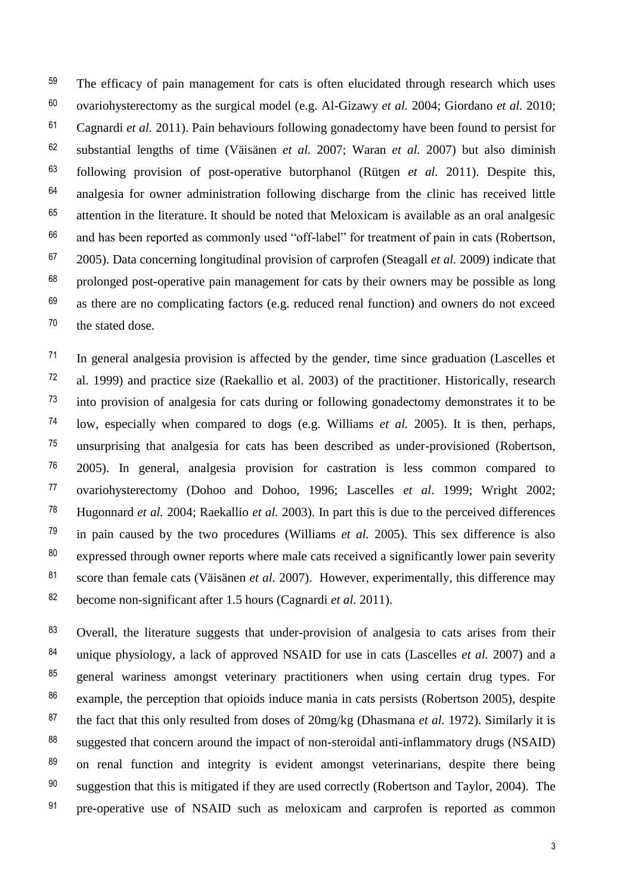The efficacy of pain management for cats is often elucidated through research which uses ovariohysterectomy as the surgical model (e.g. Al-Gizawy *et al.* 2004; Giordano *et al.* 2010; Cagnardi *et al.* 2011). Pain behaviours following gonadectomy have been found to persist for substantial lengths of time (Väisänen *et al.* 2007; Waran *et al.* 2007) but also diminish following provision of post-operative butorphanol (Rütgen *et al.* 2011). Despite this, analgesia for owner administration following discharge from the clinic has received little attention in the literature. It should be noted that Meloxicam is available as an oral analgesic and has been reported as commonly used "off-label" for treatment of pain in cats (Robertson, 2005). Data concerning longitudinal provision of carprofen (Steagall *et al.* 2009) indicate that prolonged post-operative pain management for cats by their owners may be possible as long as there are no complicating factors (e.g. reduced renal function) and owners do not exceed the stated dose.

In general analgesia provision is affected by the gender, time since graduation (Lascelles et al. 1999) and practice size (Raekallio et al. 2003) of the practitioner. Historically, research into provision of analgesia for cats during or following gonadectomy demonstrates it to be low, especially when compared to dogs (e.g. Williams *et al.* 2005). It is then, perhaps, unsurprising that analgesia for cats has been described as under-provisioned (Robertson, 2005). In general, analgesia provision for castration is less common compared to ovariohysterectomy (Dohoo and Dohoo, 1996; Lascelles *et al*. 1999; Wright 2002; Hugonnard *et al.* 2004; Raekallio *et al.* 2003). In part this is due to the perceived differences in pain caused by the two procedures (Williams *et al.* 2005). This sex difference is also expressed through owner reports where male cats received a significantly lower pain severity score than female cats (Väisänen *et al.* 2007). However, experimentally, this difference may become non-significant after 1.5 hours (Cagnardi *et al.* 2011).

Overall, the literature suggests that under-provision of analgesia to cats arises from their unique physiology, a lack of approved NSAID for use in cats (Lascelles *et al.* 2007) and a general wariness amongst veterinary practitioners when using certain drug types. For example, the perception that opioids induce mania in cats persists (Robertson 2005), despite the fact that this only resulted from doses of 20mg/kg (Dhasmana *et al.* 1972). Similarly it is suggested that concern around the impact of non-steroidal anti-inflammatory drugs (NSAID) on renal function and integrity is evident amongst veterinarians, despite there being suggestion that this is mitigated if they are used correctly (Robertson and Taylor, 2004). The pre-operative use of NSAID such as meloxicam and carprofen is reported as common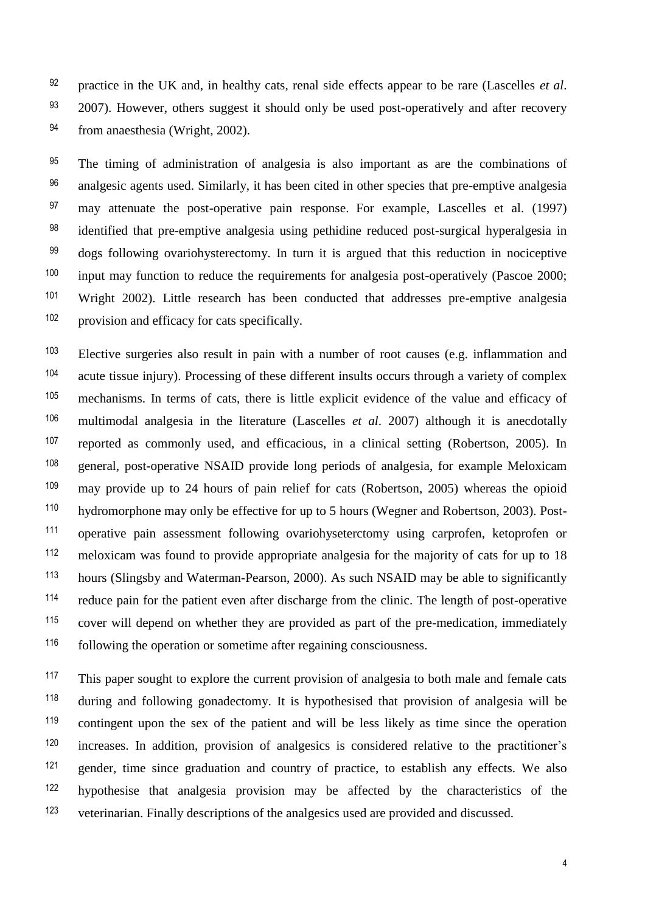practice in the UK and, in healthy cats, renal side effects appear to be rare (Lascelles *et al*. 2007). However, others suggest it should only be used post-operatively and after recovery from anaesthesia (Wright, 2002).

The timing of administration of analgesia is also important as are the combinations of analgesic agents used. Similarly, it has been cited in other species that pre-emptive analgesia may attenuate the post-operative pain response. For example, Lascelles et al. (1997) identified that pre-emptive analgesia using pethidine reduced post-surgical hyperalgesia in dogs following ovariohysterectomy. In turn it is argued that this reduction in nociceptive input may function to reduce the requirements for analgesia post-operatively (Pascoe 2000; Wright 2002). Little research has been conducted that addresses pre-emptive analgesia provision and efficacy for cats specifically.

Elective surgeries also result in pain with a number of root causes (e.g. inflammation and acute tissue injury). Processing of these different insults occurs through a variety of complex mechanisms. In terms of cats, there is little explicit evidence of the value and efficacy of multimodal analgesia in the literature (Lascelles *et al*. 2007) although it is anecdotally reported as commonly used, and efficacious, in a clinical setting (Robertson, 2005). In general, post-operative NSAID provide long periods of analgesia, for example Meloxicam may provide up to 24 hours of pain relief for cats (Robertson, 2005) whereas the opioid hydromorphone may only be effective for up to 5 hours (Wegner and Robertson, 2003). Post-operative pain assessment following ovariohyseterctomy using carprofen, ketoprofen or meloxicam was found to provide appropriate analgesia for the majority of cats for up to 18 hours (Slingsby and Waterman-Pearson, 2000). As such NSAID may be able to significantly reduce pain for the patient even after discharge from the clinic. The length of post-operative cover will depend on whether they are provided as part of the pre-medication, immediately following the operation or sometime after regaining consciousness.

This paper sought to explore the current provision of analgesia to both male and female cats during and following gonadectomy. It is hypothesised that provision of analgesia will be contingent upon the sex of the patient and will be less likely as time since the operation increases. In addition, provision of analgesics is considered relative to the practitioner's gender, time since graduation and country of practice, to establish any effects. We also hypothesise that analgesia provision may be affected by the characteristics of the veterinarian. Finally descriptions of the analgesics used are provided and discussed.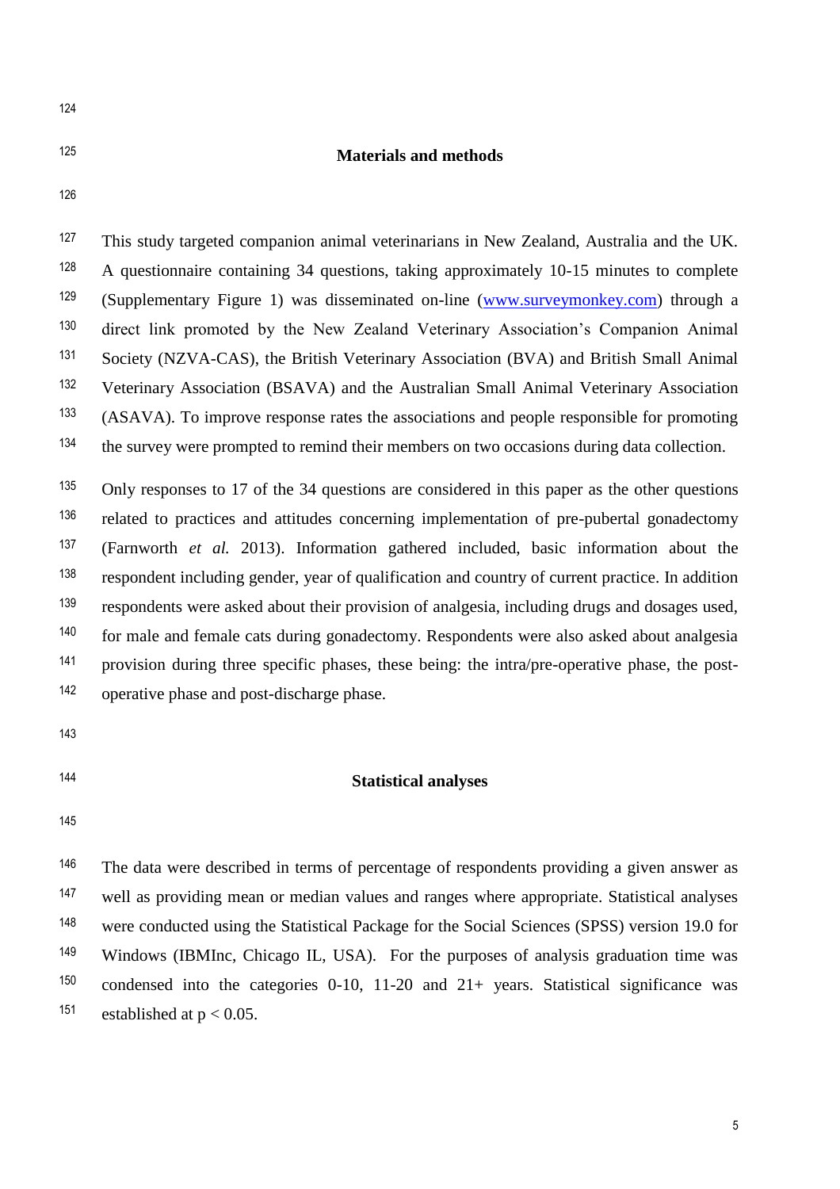## Materials and methods

This study targeted companion animal veterinarians in New Zealand, Australia and the UK. A questionnaire containing 34 questions, taking approximately 10-15 minutes to complete (Supplementary Figure 1) was disseminated on-line (www.surveymonkey.com) through a direct link promoted by the New Zealand Veterinary Association's Companion Animal Society (NZVA-CAS), the British Veterinary Association (BVA) and British Small Animal Veterinary Association (BSAVA) and the Australian Small Animal Veterinary Association (ASAVA). To improve response rates the associations and people responsible for promoting the survey were prompted to remind their members on two occasions during data collection.

Only responses to 17 of the 34 questions are considered in this paper as the other questions related to practices and attitudes concerning implementation of pre-pubertal gonadectomy (Farnworth *et al.* 2013). Information gathered included, basic information about the respondent including gender, year of qualification and country of current practice. In addition respondents were asked about their provision of analgesia, including drugs and dosages used, for male and female cats during gonadectomy. Respondents were also asked about analgesia provision during three specific phases, these being: the intra/pre-operative phase, the post-operative phase and post-discharge phase.

## Statistical analyses

The data were described in terms of percentage of respondents providing a given answer as well as providing mean or median values and ranges where appropriate. Statistical analyses were conducted using the Statistical Package for the Social Sciences (SPSS) version 19.0 for Windows (IBMInc, Chicago IL, USA). For the purposes of analysis graduation time was condensed into the categories 0-10, 11-20 and 21+ years. Statistical significance was established at $p < 0.05$.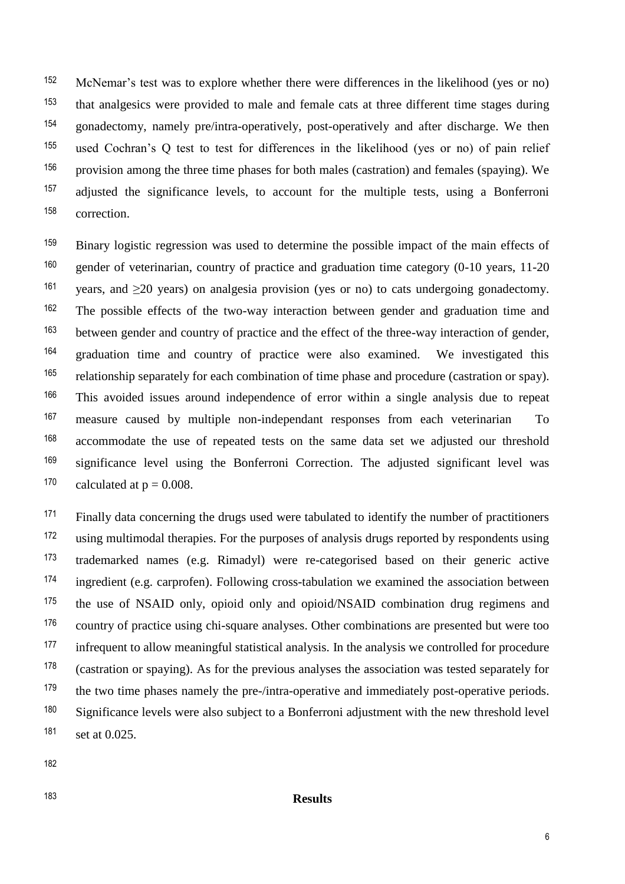McNemar's test was to explore whether there were differences in the likelihood (yes or no) that analgesics were provided to male and female cats at three different time stages during gonadectomy, namely pre/intra-operatively, post-operatively and after discharge. We then used Cochran's Q test to test for differences in the likelihood (yes or no) of pain relief provision among the three time phases for both males (castration) and females (spaying). We adjusted the significance levels, to account for the multiple tests, using a Bonferroni correction.

Binary logistic regression was used to determine the possible impact of the main effects of gender of veterinarian, country of practice and graduation time category (0-10 years, 11-20 years, and ≥20 years) on analgesia provision (yes or no) to cats undergoing gonadectomy. The possible effects of the two-way interaction between gender and graduation time and between gender and country of practice and the effect of the three-way interaction of gender, graduation time and country of practice were also examined. We investigated this relationship separately for each combination of time phase and procedure (castration or spay). This avoided issues around independence of error within a single analysis due to repeat measure caused by multiple non-independant responses from each veterinarian To accommodate the use of repeated tests on the same data set we adjusted our threshold significance level using the Bonferroni Correction. The adjusted significant level was calculated at $p = 0.008$.

Finally data concerning the drugs used were tabulated to identify the number of practitioners using multimodal therapies. For the purposes of analysis drugs reported by respondents using trademarked names (e.g. Rimadyl) were re-categorised based on their generic active ingredient (e.g. carprofen). Following cross-tabulation we examined the association between the use of NSAID only, opioid only and opioid/NSAID combination drug regimens and country of practice using chi-square analyses. Other combinations are presented but were too infrequent to allow meaningful statistical analysis. In the analysis we controlled for procedure (castration or spaying). As for the previous analyses the association was tested separately for the two time phases namely the pre-/intra-operative and immediately post-operative periods. Significance levels were also subject to a Bonferroni adjustment with the new threshold level set at 0.025.

## Results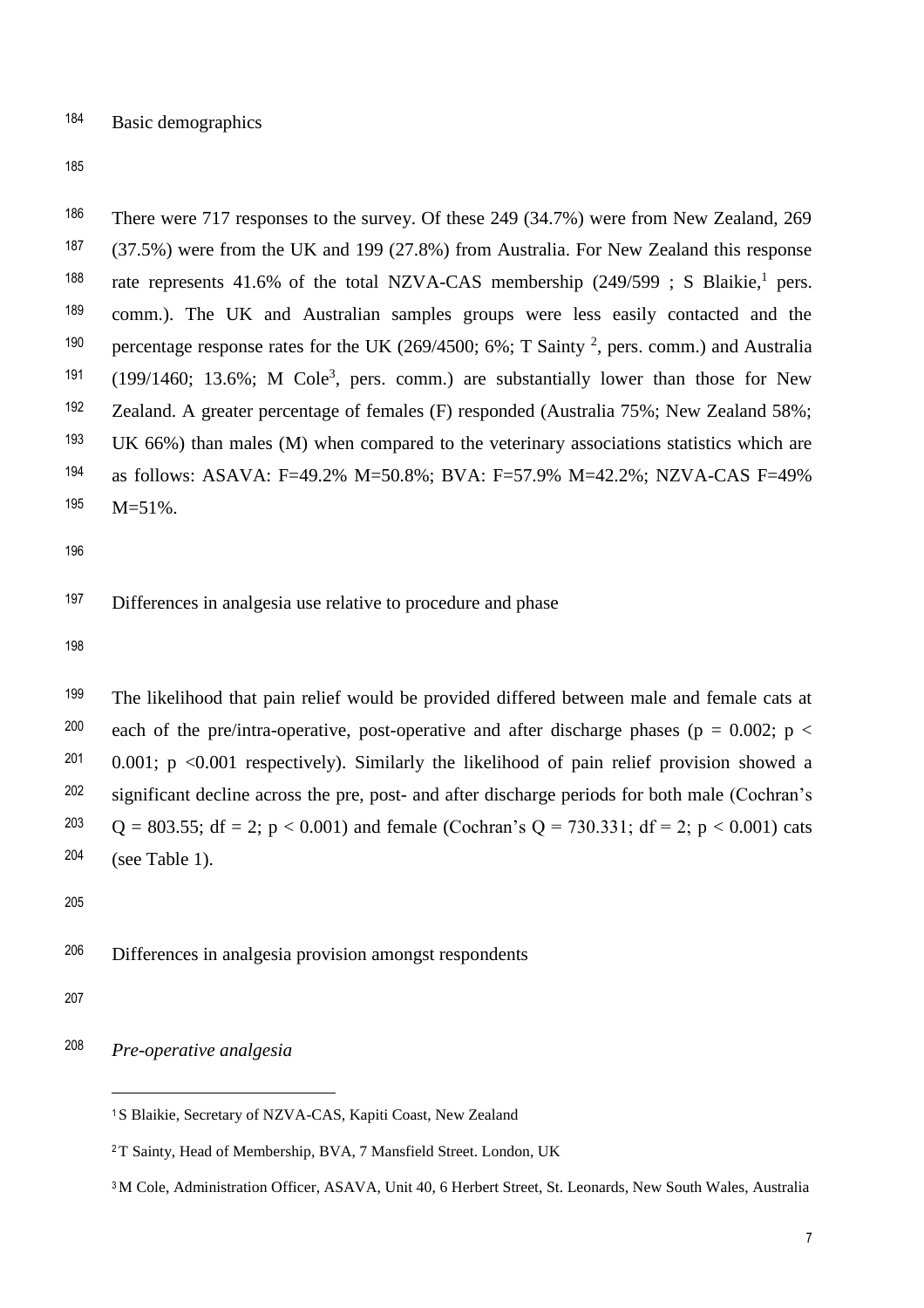Basic demographics

There were 717 responses to the survey. Of these 249 (34.7%) were from New Zealand, 269 (37.5%) were from the UK and 199 (27.8%) from Australia. For New Zealand this response rate represents 41.6% of the total NZVA-CAS membership (249/599 ; S Blaikie,[1] pers. comm.). The UK and Australian samples groups were less easily contacted and the percentage response rates for the UK (269/4500; 6%; T Sainty [2], pers. comm.) and Australia (199/1460; 13.6%; M Cole[3], pers. comm.) are substantially lower than those for New Zealand. A greater percentage of females (F) responded (Australia 75%; New Zealand 58%; UK 66%) than males (M) when compared to the veterinary associations statistics which are as follows: ASAVA: F=49.2% M=50.8%; BVA: F=57.9% M=42.2%; NZVA-CAS F=49% M=51%.

Differences in analgesia use relative to procedure and phase

The likelihood that pain relief would be provided differed between male and female cats at each of the pre/intra-operative, post-operative and after discharge phases ($p = 0.002$; $p < 0.001$; $p < 0.001$ respectively). Similarly the likelihood of pain relief provision showed a significant decline across the pre, post- and after discharge periods for both male (Cochran's $Q = 803.55$; $df = 2$; $p < 0.001$) and female (Cochran's $Q = 730.331$; $df = 2$; $p < 0.001$) cats (see Table 1).

Differences in analgesia provision amongst respondents

*Pre-operative analgesia*

---

[1] S Blaikie, Secretary of NZVA-CAS, Kapiti Coast, New Zealand

[2] T Sainty, Head of Membership, BVA, 7 Mansfield Street. London, UK

[3] M Cole, Administration Officer, ASAVA, Unit 40, 6 Herbert Street, St. Leonards, New South Wales, Australia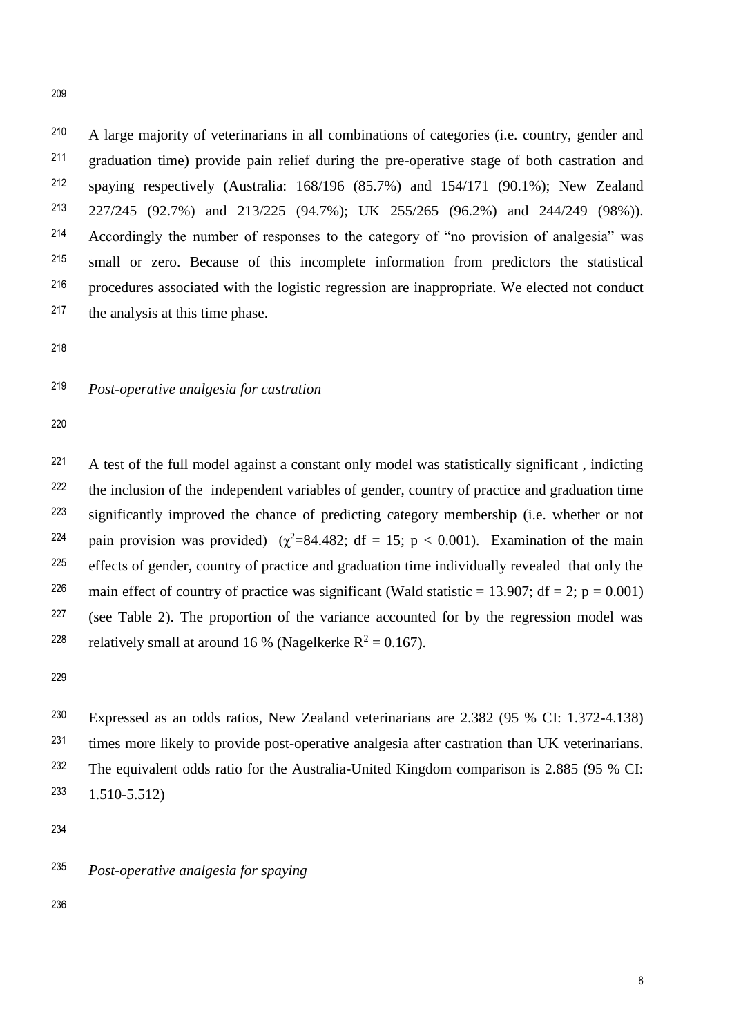A large majority of veterinarians in all combinations of categories (i.e. country, gender and graduation time) provide pain relief during the pre-operative stage of both castration and spaying respectively (Australia: 168/196 (85.7%) and 154/171 (90.1%); New Zealand 227/245 (92.7%) and 213/225 (94.7%); UK 255/265 (96.2%) and 244/249 (98%)). Accordingly the number of responses to the category of "no provision of analgesia" was small or zero. Because of this incomplete information from predictors the statistical procedures associated with the logistic regression are inappropriate. We elected not conduct the analysis at this time phase.

*Post-operative analgesia for castration*

A test of the full model against a constant only model was statistically significant , indicting the inclusion of the independent variables of gender, country of practice and graduation time significantly improved the chance of predicting category membership (i.e. whether or not pain provision was provided) ($\chi^2$=84.482; df = 15; $p < 0.001$). Examination of the main effects of gender, country of practice and graduation time individually revealed that only the main effect of country of practice was significant (Wald statistic = 13.907; df = 2; $p = 0.001$) (see Table 2). The proportion of the variance accounted for by the regression model was relatively small at around 16 % (Nagelkerke $R^2 = 0.167$).

Expressed as an odds ratios, New Zealand veterinarians are 2.382 (95 % CI: 1.372-4.138) times more likely to provide post-operative analgesia after castration than UK veterinarians. The equivalent odds ratio for the Australia-United Kingdom comparison is 2.885 (95 % CI: 1.510-5.512)

*Post-operative analgesia for spaying*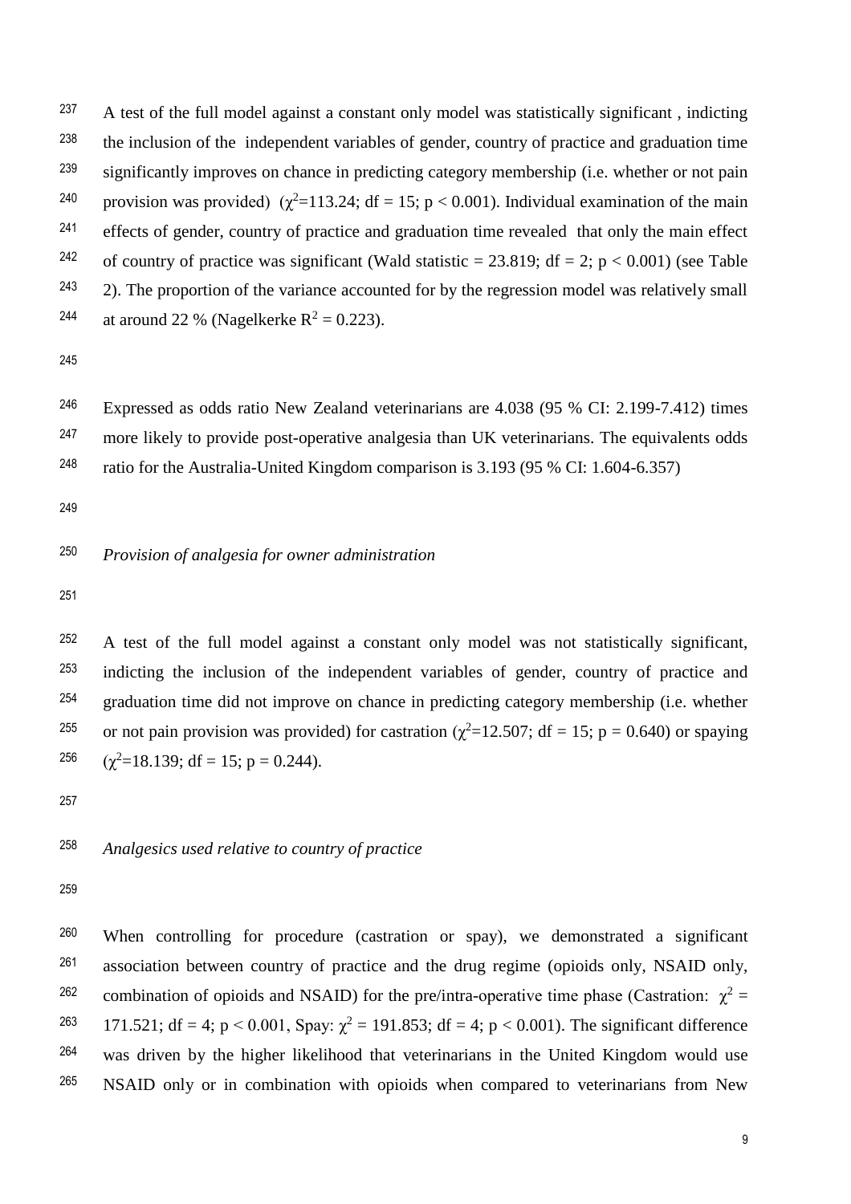A test of the full model against a constant only model was statistically significant , indicting the inclusion of the independent variables of gender, country of practice and graduation time significantly improves on chance in predicting category membership (i.e. whether or not pain provision was provided) ($\chi^2$=113.24; df = 15; p < 0.001). Individual examination of the main effects of gender, country of practice and graduation time revealed that only the main effect of country of practice was significant (Wald statistic = 23.819; df = 2; p < 0.001) (see Table 2). The proportion of the variance accounted for by the regression model was relatively small at around 22 % (Nagelkerke $R^2$ = 0.223).

Expressed as odds ratio New Zealand veterinarians are 4.038 (95 % CI: 2.199-7.412) times more likely to provide post-operative analgesia than UK veterinarians. The equivalents odds ratio for the Australia-United Kingdom comparison is 3.193 (95 % CI: 1.604-6.357)

*Provision of analgesia for owner administration*

A test of the full model against a constant only model was not statistically significant, indicting the inclusion of the independent variables of gender, country of practice and graduation time did not improve on chance in predicting category membership (i.e. whether or not pain provision was provided) for castration ($\chi^2$=12.507; df = 15; p = 0.640) or spaying ($\chi^2$=18.139; df = 15; p = 0.244).

*Analgesics used relative to country of practice*

When controlling for procedure (castration or spay), we demonstrated a significant association between country of practice and the drug regime (opioids only, NSAID only, combination of opioids and NSAID) for the pre/intra-operative time phase (Castration: $\chi^2$ = 171.521; df = 4; p < 0.001, Spay: $\chi^2$ = 191.853; df = 4; p < 0.001). The significant difference was driven by the higher likelihood that veterinarians in the United Kingdom would use NSAID only or in combination with opioids when compared to veterinarians from New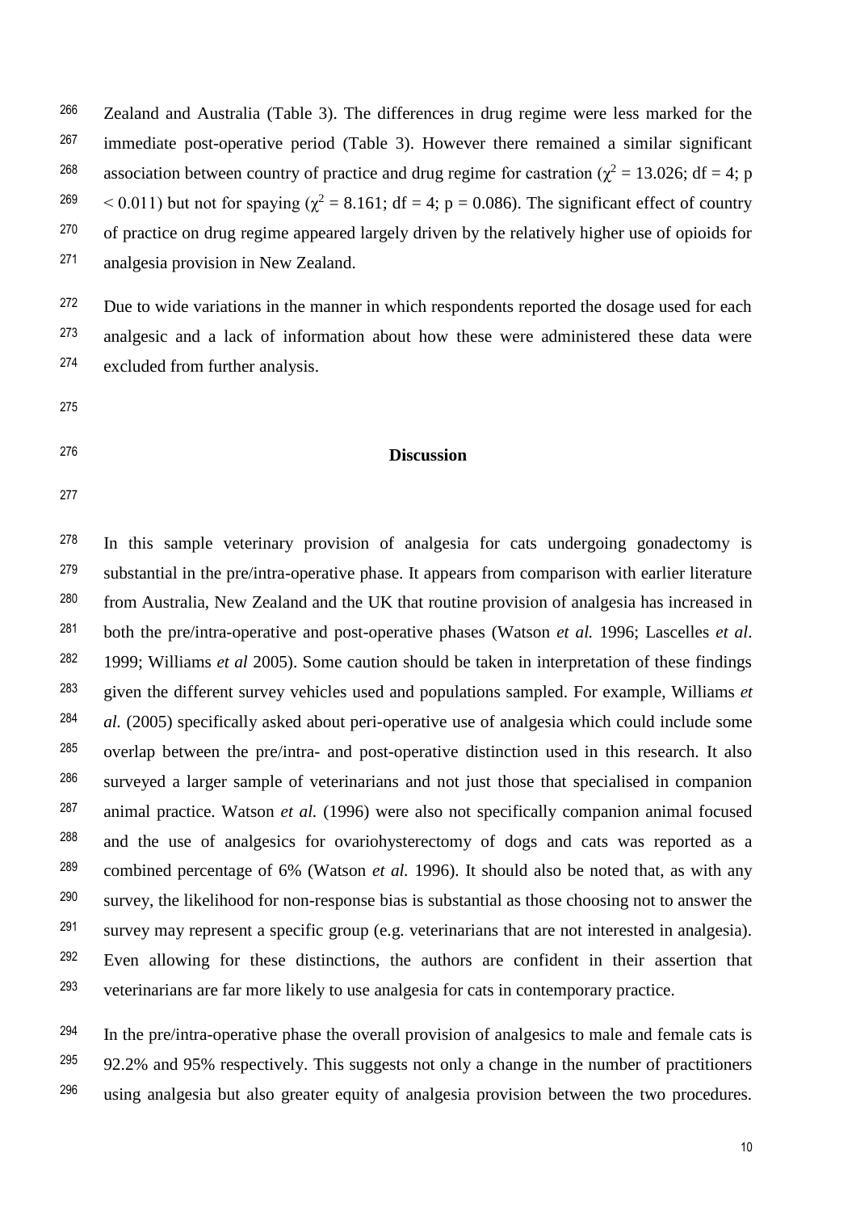Zealand and Australia (Table 3). The differences in drug regime were less marked for the immediate post-operative period (Table 3). However there remained a similar significant association between country of practice and drug regime for castration ($\chi^2$ = 13.026; df = 4; p < 0.011) but not for spaying ($\chi^2$ = 8.161; df = 4; p = 0.086). The significant effect of country of practice on drug regime appeared largely driven by the relatively higher use of opioids for analgesia provision in New Zealand.

Due to wide variations in the manner in which respondents reported the dosage used for each analgesic and a lack of information about how these were administered these data were excluded from further analysis.

## Discussion

In this sample veterinary provision of analgesia for cats undergoing gonadectomy is substantial in the pre/intra-operative phase. It appears from comparison with earlier literature from Australia, New Zealand and the UK that routine provision of analgesia has increased in both the pre/intra-operative and post-operative phases (Watson *et al.* 1996; Lascelles *et al*. 1999; Williams *et al* 2005). Some caution should be taken in interpretation of these findings given the different survey vehicles used and populations sampled. For example, Williams *et al.* (2005) specifically asked about peri-operative use of analgesia which could include some overlap between the pre/intra- and post-operative distinction used in this research. It also surveyed a larger sample of veterinarians and not just those that specialised in companion animal practice. Watson *et al.* (1996) were also not specifically companion animal focused and the use of analgesics for ovariohysterectomy of dogs and cats was reported as a combined percentage of 6% (Watson *et al.* 1996). It should also be noted that, as with any survey, the likelihood for non-response bias is substantial as those choosing not to answer the survey may represent a specific group (e.g. veterinarians that are not interested in analgesia). Even allowing for these distinctions, the authors are confident in their assertion that veterinarians are far more likely to use analgesia for cats in contemporary practice.

In the pre/intra-operative phase the overall provision of analgesics to male and female cats is 92.2% and 95% respectively. This suggests not only a change in the number of practitioners using analgesia but also greater equity of analgesia provision between the two procedures.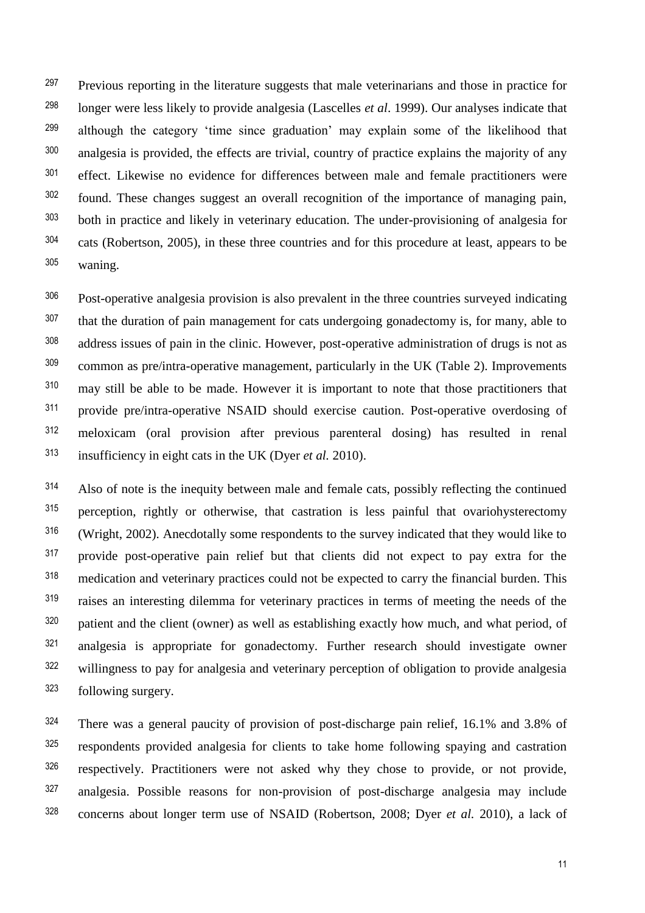Previous reporting in the literature suggests that male veterinarians and those in practice for longer were less likely to provide analgesia (Lascelles *et al*. 1999). Our analyses indicate that although the category 'time since graduation' may explain some of the likelihood that analgesia is provided, the effects are trivial, country of practice explains the majority of any effect. Likewise no evidence for differences between male and female practitioners were found. These changes suggest an overall recognition of the importance of managing pain, both in practice and likely in veterinary education. The under-provisioning of analgesia for cats (Robertson, 2005), in these three countries and for this procedure at least, appears to be waning.

Post-operative analgesia provision is also prevalent in the three countries surveyed indicating that the duration of pain management for cats undergoing gonadectomy is, for many, able to address issues of pain in the clinic. However, post-operative administration of drugs is not as common as pre/intra-operative management, particularly in the UK (Table 2). Improvements may still be able to be made. However it is important to note that those practitioners that provide pre/intra-operative NSAID should exercise caution. Post-operative overdosing of meloxicam (oral provision after previous parenteral dosing) has resulted in renal insufficiency in eight cats in the UK (Dyer *et al.* 2010).

Also of note is the inequity between male and female cats, possibly reflecting the continued perception, rightly or otherwise, that castration is less painful that ovariohysterectomy (Wright, 2002). Anecdotally some respondents to the survey indicated that they would like to provide post-operative pain relief but that clients did not expect to pay extra for the medication and veterinary practices could not be expected to carry the financial burden. This raises an interesting dilemma for veterinary practices in terms of meeting the needs of the patient and the client (owner) as well as establishing exactly how much, and what period, of analgesia is appropriate for gonadectomy. Further research should investigate owner willingness to pay for analgesia and veterinary perception of obligation to provide analgesia following surgery.

There was a general paucity of provision of post-discharge pain relief, 16.1% and 3.8% of respondents provided analgesia for clients to take home following spaying and castration respectively. Practitioners were not asked why they chose to provide, or not provide, analgesia. Possible reasons for non-provision of post-discharge analgesia may include concerns about longer term use of NSAID (Robertson, 2008; Dyer *et al.* 2010), a lack of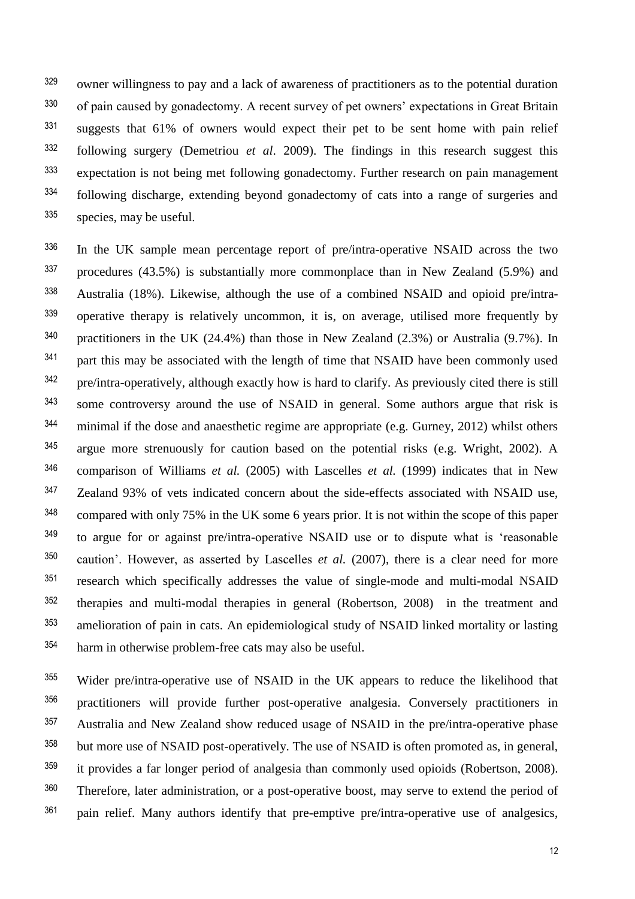owner willingness to pay and a lack of awareness of practitioners as to the potential duration of pain caused by gonadectomy. A recent survey of pet owners' expectations in Great Britain suggests that 61% of owners would expect their pet to be sent home with pain relief following surgery (Demetriou *et al*. 2009). The findings in this research suggest this expectation is not being met following gonadectomy. Further research on pain management following discharge, extending beyond gonadectomy of cats into a range of surgeries and species, may be useful.

In the UK sample mean percentage report of pre/intra-operative NSAID across the two procedures (43.5%) is substantially more commonplace than in New Zealand (5.9%) and Australia (18%). Likewise, although the use of a combined NSAID and opioid pre/intra-operative therapy is relatively uncommon, it is, on average, utilised more frequently by practitioners in the UK (24.4%) than those in New Zealand (2.3%) or Australia (9.7%). In part this may be associated with the length of time that NSAID have been commonly used pre/intra-operatively, although exactly how is hard to clarify. As previously cited there is still some controversy around the use of NSAID in general. Some authors argue that risk is minimal if the dose and anaesthetic regime are appropriate (e.g. Gurney, 2012) whilst others argue more strenuously for caution based on the potential risks (e.g. Wright, 2002). A comparison of Williams *et al.* (2005) with Lascelles *et al.* (1999) indicates that in New Zealand 93% of vets indicated concern about the side-effects associated with NSAID use, compared with only 75% in the UK some 6 years prior. It is not within the scope of this paper to argue for or against pre/intra-operative NSAID use or to dispute what is 'reasonable caution'. However, as asserted by Lascelles *et al.* (2007), there is a clear need for more research which specifically addresses the value of single-mode and multi-modal NSAID therapies and multi-modal therapies in general (Robertson, 2008) in the treatment and amelioration of pain in cats. An epidemiological study of NSAID linked mortality or lasting harm in otherwise problem-free cats may also be useful.

Wider pre/intra-operative use of NSAID in the UK appears to reduce the likelihood that practitioners will provide further post-operative analgesia. Conversely practitioners in Australia and New Zealand show reduced usage of NSAID in the pre/intra-operative phase but more use of NSAID post-operatively. The use of NSAID is often promoted as, in general, it provides a far longer period of analgesia than commonly used opioids (Robertson, 2008). Therefore, later administration, or a post-operative boost, may serve to extend the period of pain relief. Many authors identify that pre-emptive pre/intra-operative use of analgesics,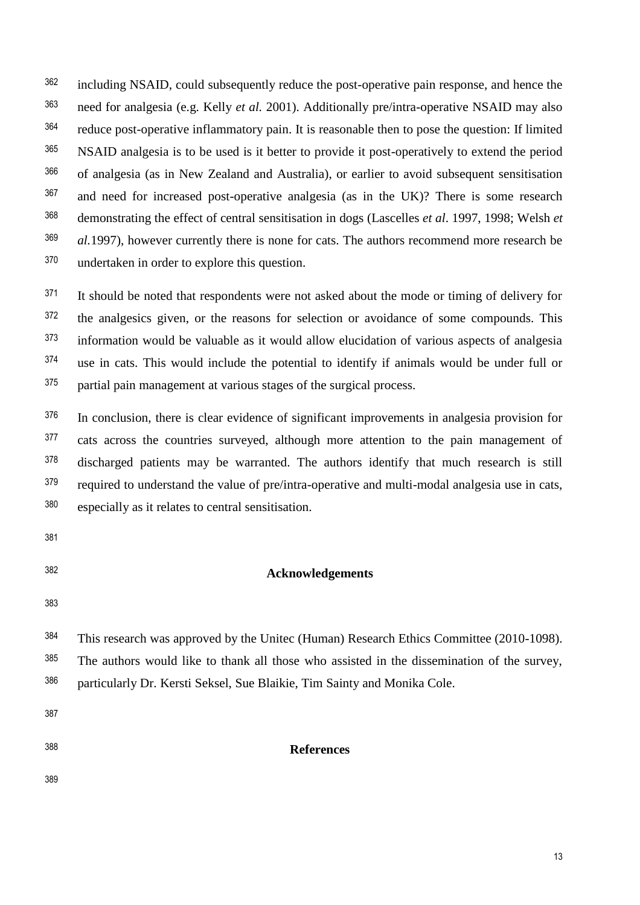including NSAID, could subsequently reduce the post-operative pain response, and hence the need for analgesia (e.g. Kelly *et al.* 2001). Additionally pre/intra-operative NSAID may also reduce post-operative inflammatory pain. It is reasonable then to pose the question: If limited NSAID analgesia is to be used is it better to provide it post-operatively to extend the period of analgesia (as in New Zealand and Australia), or earlier to avoid subsequent sensitisation and need for increased post-operative analgesia (as in the UK)? There is some research demonstrating the effect of central sensitisation in dogs (Lascelles *et al*. 1997, 1998; Welsh *et al.*1997), however currently there is none for cats. The authors recommend more research be undertaken in order to explore this question.

It should be noted that respondents were not asked about the mode or timing of delivery for the analgesics given, or the reasons for selection or avoidance of some compounds. This information would be valuable as it would allow elucidation of various aspects of analgesia use in cats. This would include the potential to identify if animals would be under full or partial pain management at various stages of the surgical process.

In conclusion, there is clear evidence of significant improvements in analgesia provision for cats across the countries surveyed, although more attention to the pain management of discharged patients may be warranted. The authors identify that much research is still required to understand the value of pre/intra-operative and multi-modal analgesia use in cats, especially as it relates to central sensitisation.

## Acknowledgements

This research was approved by the Unitec (Human) Research Ethics Committee (2010-1098). The authors would like to thank all those who assisted in the dissemination of the survey, particularly Dr. Kersti Seksel, Sue Blaikie, Tim Sainty and Monika Cole.

## References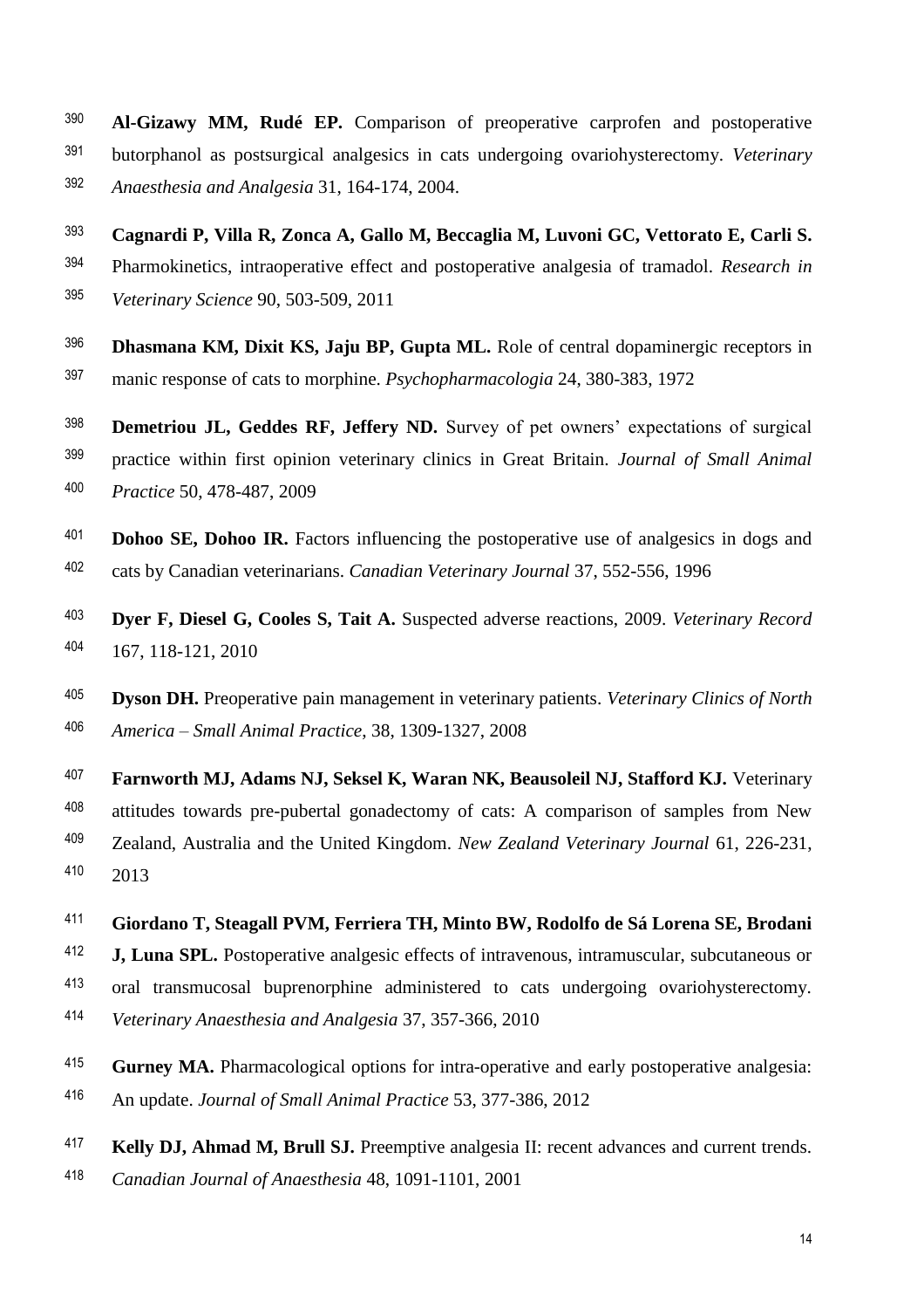**Al-Gizawy MM, Rudé EP.** Comparison of preoperative carprofen and postoperative butorphanol as postsurgical analgesics in cats undergoing ovariohysterectomy. *Veterinary Anaesthesia and Analgesia* 31, 164-174, 2004.

**Cagnardi P, Villa R, Zonca A, Gallo M, Beccaglia M, Luvoni GC, Vettorato E, Carli S.** Pharmokinetics, intraoperative effect and postoperative analgesia of tramadol. *Research in Veterinary Science* 90, 503-509, 2011

**Dhasmana KM, Dixit KS, Jaju BP, Gupta ML.** Role of central dopaminergic receptors in manic response of cats to morphine. *Psychopharmacologia* 24, 380-383, 1972

**Demetriou JL, Geddes RF, Jeffery ND.** Survey of pet owners' expectations of surgical practice within first opinion veterinary clinics in Great Britain. *Journal of Small Animal Practice* 50, 478-487, 2009

**Dohoo SE, Dohoo IR.** Factors influencing the postoperative use of analgesics in dogs and cats by Canadian veterinarians. *Canadian Veterinary Journal* 37, 552-556, 1996

**Dyer F, Diesel G, Cooles S, Tait A.** Suspected adverse reactions, 2009. *Veterinary Record* 167, 118-121, 2010

**Dyson DH.** Preoperative pain management in veterinary patients. *Veterinary Clinics of North America – Small Animal Practice*, 38, 1309-1327, 2008

**Farnworth MJ, Adams NJ, Seksel K, Waran NK, Beausoleil NJ, Stafford KJ.** Veterinary attitudes towards pre-pubertal gonadectomy of cats: A comparison of samples from New Zealand, Australia and the United Kingdom. *New Zealand Veterinary Journal* 61, 226-231, 2013

**Giordano T, Steagall PVM, Ferriera TH, Minto BW, Rodolfo de Sá Lorena SE, Brodani J, Luna SPL.** Postoperative analgesic effects of intravenous, intramuscular, subcutaneous or oral transmucosal buprenorphine administered to cats undergoing ovariohysterectomy. *Veterinary Anaesthesia and Analgesia* 37, 357-366, 2010

**Gurney MA.** Pharmacological options for intra-operative and early postoperative analgesia: An update. *Journal of Small Animal Practice* 53, 377-386, 2012

**Kelly DJ, Ahmad M, Brull SJ.** Preemptive analgesia II: recent advances and current trends. *Canadian Journal of Anaesthesia* 48, 1091-1101, 2001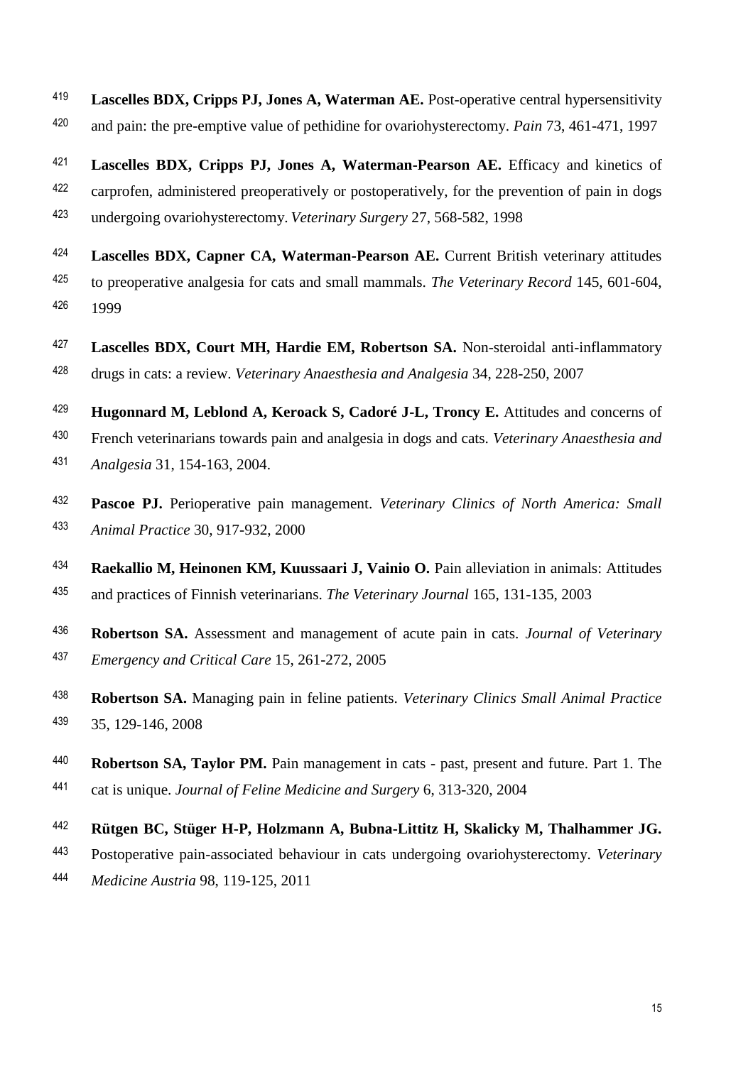**Lascelles BDX, Cripps PJ, Jones A, Waterman AE.** Post-operative central hypersensitivity and pain: the pre-emptive value of pethidine for ovariohysterectomy. *Pain* 73, 461-471, 1997

**Lascelles BDX, Cripps PJ, Jones A, Waterman-Pearson AE.** Efficacy and kinetics of carprofen, administered preoperatively or postoperatively, for the prevention of pain in dogs undergoing ovariohysterectomy. *Veterinary Surgery* 27, 568-582, 1998

**Lascelles BDX, Capner CA, Waterman-Pearson AE.** Current British veterinary attitudes to preoperative analgesia for cats and small mammals. *The Veterinary Record* 145, 601-604, 1999

**Lascelles BDX, Court MH, Hardie EM, Robertson SA.** Non-steroidal anti-inflammatory drugs in cats: a review. *Veterinary Anaesthesia and Analgesia* 34, 228-250, 2007

**Hugonnard M, Leblond A, Keroack S, Cadoré J-L, Troncy E.** Attitudes and concerns of French veterinarians towards pain and analgesia in dogs and cats. *Veterinary Anaesthesia and Analgesia* 31, 154-163, 2004.

**Pascoe PJ.** Perioperative pain management. *Veterinary Clinics of North America: Small Animal Practice* 30, 917-932, 2000

**Raekallio M, Heinonen KM, Kuussaari J, Vainio O.** Pain alleviation in animals: Attitudes and practices of Finnish veterinarians. *The Veterinary Journal* 165, 131-135, 2003

**Robertson SA.** Assessment and management of acute pain in cats. *Journal of Veterinary Emergency and Critical Care* 15, 261-272, 2005

**Robertson SA.** Managing pain in feline patients. *Veterinary Clinics Small Animal Practice* 35, 129-146, 2008

**Robertson SA, Taylor PM.** Pain management in cats - past, present and future. Part 1. The cat is unique. *Journal of Feline Medicine and Surgery* 6, 313-320, 2004

**Rütgen BC, Stüger H-P, Holzmann A, Bubna-Littitz H, Skalicky M, Thalhammer JG.** Postoperative pain-associated behaviour in cats undergoing ovariohysterectomy. *Veterinary Medicine Austria* 98, 119-125, 2011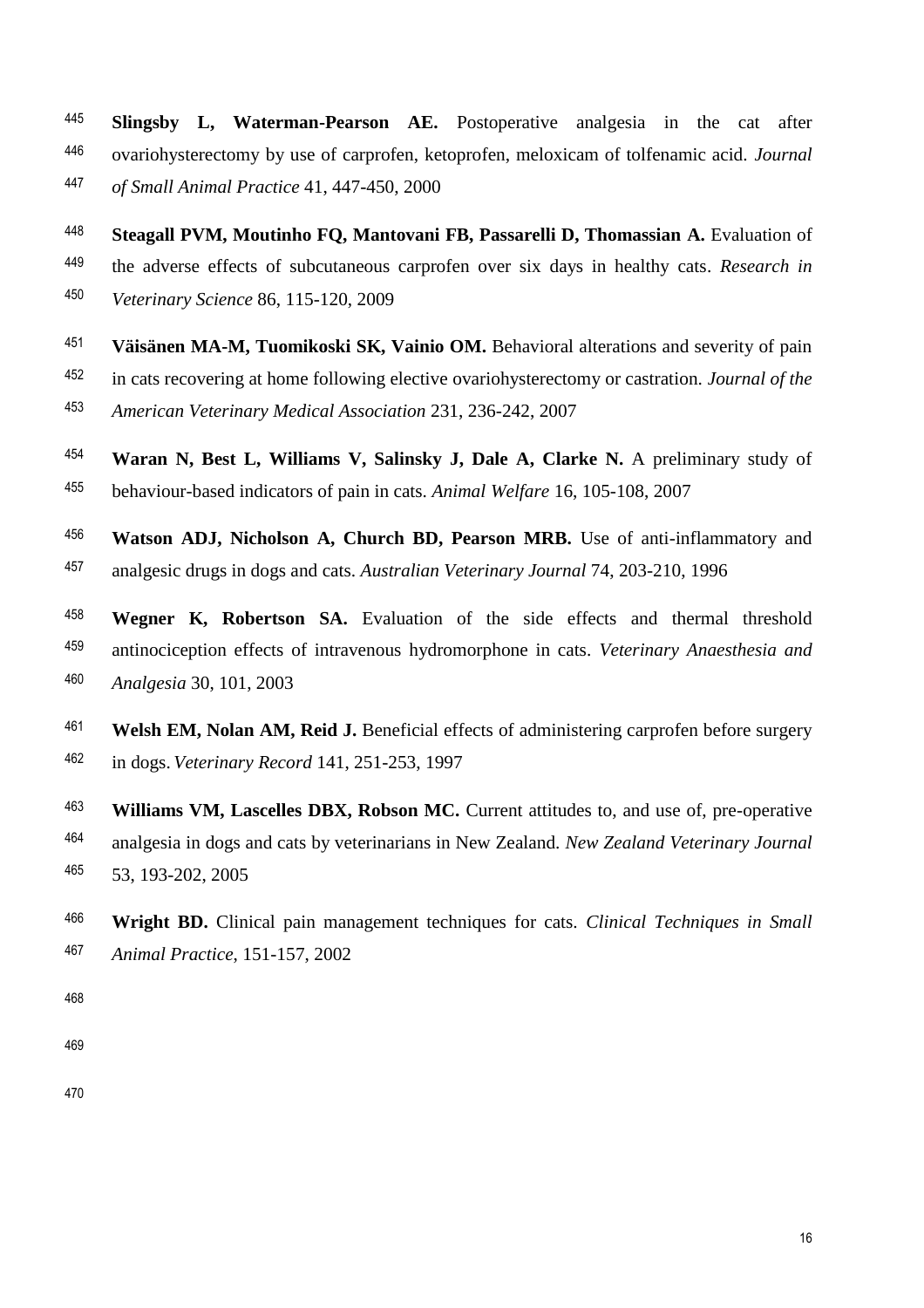**Slingsby L, Waterman-Pearson AE.** Postoperative analgesia in the cat after ovariohysterectomy by use of carprofen, ketoprofen, meloxicam of tolfenamic acid. *Journal of Small Animal Practice* 41, 447-450, 2000

**Steagall PVM, Moutinho FQ, Mantovani FB, Passarelli D, Thomassian A.** Evaluation of the adverse effects of subcutaneous carprofen over six days in healthy cats. *Research in Veterinary Science* 86, 115-120, 2009

**Väisänen MA-M, Tuomikoski SK, Vainio OM.** Behavioral alterations and severity of pain in cats recovering at home following elective ovariohysterectomy or castration. *Journal of the American Veterinary Medical Association* 231, 236-242, 2007

**Waran N, Best L, Williams V, Salinsky J, Dale A, Clarke N.** A preliminary study of behaviour-based indicators of pain in cats. *Animal Welfare* 16, 105-108, 2007

**Watson ADJ, Nicholson A, Church BD, Pearson MRB.** Use of anti-inflammatory and analgesic drugs in dogs and cats. *Australian Veterinary Journal* 74, 203-210, 1996

**Wegner K, Robertson SA.** Evaluation of the side effects and thermal threshold antinociception effects of intravenous hydromorphone in cats. *Veterinary Anaesthesia and Analgesia* 30, 101, 2003

**Welsh EM, Nolan AM, Reid J.** Beneficial effects of administering carprofen before surgery in dogs. *Veterinary Record* 141, 251-253, 1997

**Williams VM, Lascelles DBX, Robson MC.** Current attitudes to, and use of, pre-operative analgesia in dogs and cats by veterinarians in New Zealand. *New Zealand Veterinary Journal* 53, 193-202, 2005

**Wright BD.** Clinical pain management techniques for cats. *Clinical Techniques in Small Animal Practice*, 151-157, 2002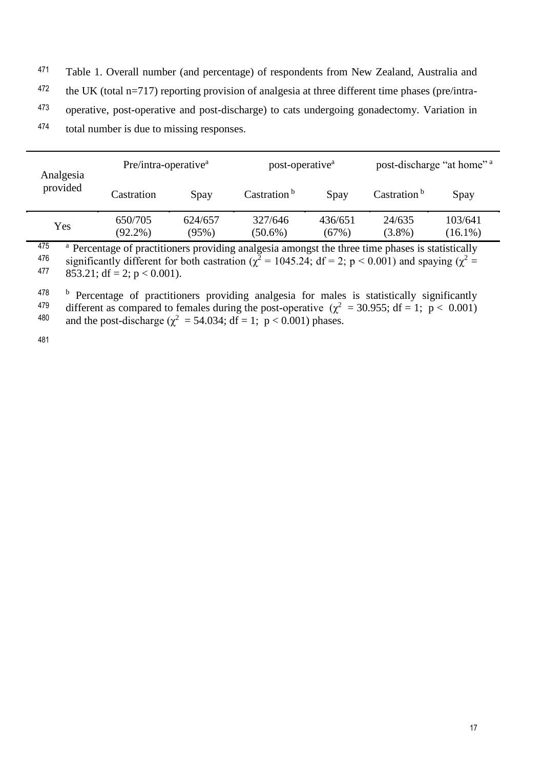Table 1. Overall number (and percentage) of respondents from New Zealand, Australia and the UK (total n=717) reporting provision of analgesia at three different time phases (pre/intra-operative, post-operative and post-discharge) to cats undergoing gonadectomy. Variation in total number is due to missing responses.

| Analgesia provided | Pre/intra-operative[a] | | post-operative[a] | | post-discharge "at home" [a] | |
|---|---|---|---|---|---|---|
| | Castration | Spay | Castration [b] | Spay | Castration [b] | Spay |
| Yes | 650/705 (92.2%) | 624/657 (95%) | 327/646 (50.6%) | 436/651 (67%) | 24/635 (3.8%) | 103/641 (16.1%) |

[a] Percentage of practitioners providing analgesia amongst the three time phases is statistically significantly different for both castration ($\chi^2 = 1045.24$; df = 2; $p < 0.001$) and spaying ($\chi^2 = 853.21$; df = 2; $p < 0.001$).

[b] Percentage of practitioners providing analgesia for males is statistically significantly different as compared to females during the post-operative ($\chi^2 = 30.955$; df = 1; $p < 0.001$) and the post-discharge ($\chi^2 = 54.034$; df = 1; $p < 0.001$) phases.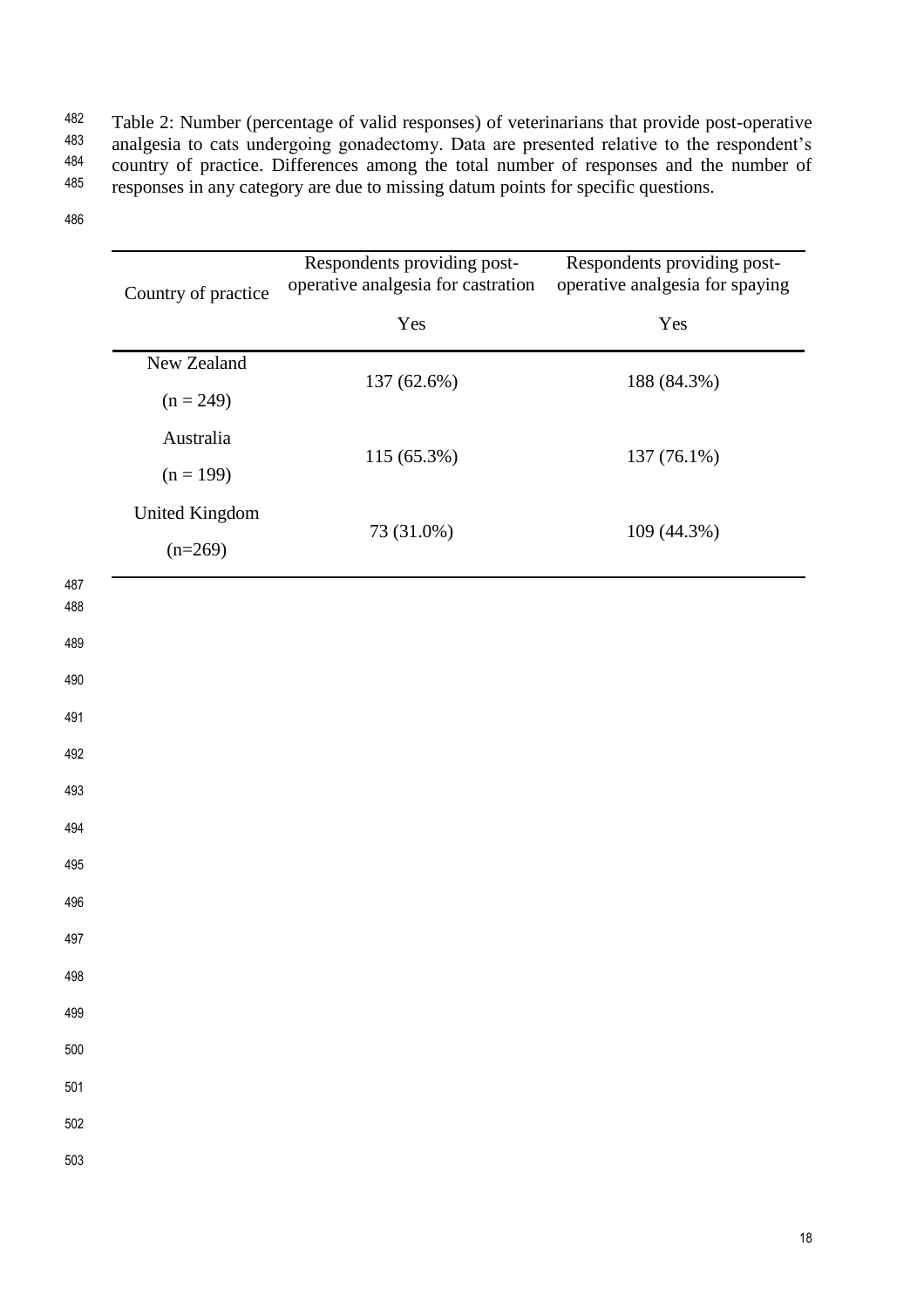Table 2: Number (percentage of valid responses) of veterinarians that provide post-operative analgesia to cats undergoing gonadectomy. Data are presented relative to the respondent's country of practice. Differences among the total number of responses and the number of responses in any category are due to missing datum points for specific questions.

| Country of practice | Respondents providing post-operative analgesia for castration | Respondents providing post-operative analgesia for spaying |
|---|---|---|
| | Yes | Yes |
| New Zealand (n = 249) | 137 (62.6%) | 188 (84.3%) |
| Australia (n = 199) | 115 (65.3%) | 137 (76.1%) |
| United Kingdom (n=269) | 73 (31.0%) | 109 (44.3%) |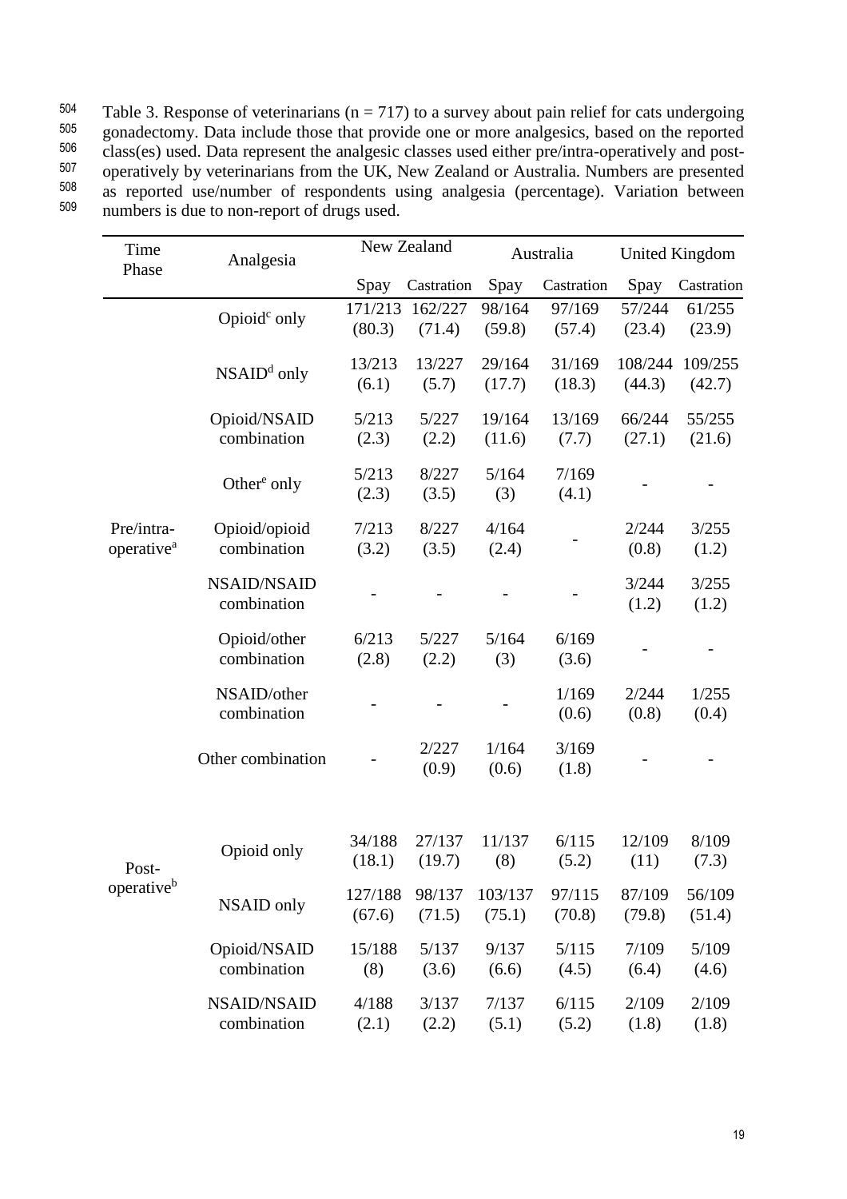Table 3. Response of veterinarians (n = 717) to a survey about pain relief for cats undergoing gonadectomy. Data include those that provide one or more analgesics, based on the reported class(es) used. Data represent the analgesic classes used either pre/intra-operatively and post-operatively by veterinarians from the UK, New Zealand or Australia. Numbers are presented as reported use/number of respondents using analgesia (percentage). Variation between numbers is due to non-report of drugs used.

| Time Phase | Analgesia | New Zealand | | Australia | | United Kingdom | |
|---|---|---|---|---|---|---|---|
| | | Spay | Castration | Spay | Castration | Spay | Castration |
| Pre/intra-operative[a] | Opioid[c] only | 171/213 (80.3) | 162/227 (71.4) | 98/164 (59.8) | 97/169 (57.4) | 57/244 (23.4) | 61/255 (23.9) |
| | NSAID[d] only | 13/213 (6.1) | 13/227 (5.7) | 29/164 (17.7) | 31/169 (18.3) | 108/244 (44.3) | 109/255 (42.7) |
| | Opioid/NSAID combination | 5/213 (2.3) | 5/227 (2.2) | 19/164 (11.6) | 13/169 (7.7) | 66/244 (27.1) | 55/255 (21.6) |
| | Other[e] only | 5/213 (2.3) | 8/227 (3.5) | 5/164 (3) | 7/169 (4.1) | - | - |
| | Opioid/opioid combination | 7/213 (3.2) | 8/227 (3.5) | 4/164 (2.4) | - | 2/244 (0.8) | 3/255 (1.2) |
| | NSAID/NSAID combination | - | - | - | - | 3/244 (1.2) | 3/255 (1.2) |
| | Opioid/other combination | 6/213 (2.8) | 5/227 (2.2) | 5/164 (3) | 6/169 (3.6) | - | - |
| | NSAID/other combination | - | - | - | 1/169 (0.6) | 2/244 (0.8) | 1/255 (0.4) |
| | Other combination | - | 2/227 (0.9) | 1/164 (0.6) | 3/169 (1.8) | - | - |
| Post-operative[b] | Opioid only | 34/188 (18.1) | 27/137 (19.7) | 11/137 (8) | 6/115 (5.2) | 12/109 (11) | 8/109 (7.3) |
| | NSAID only | 127/188 (67.6) | 98/137 (71.5) | 103/137 (75.1) | 97/115 (70.8) | 87/109 (79.8) | 56/109 (51.4) |
| | Opioid/NSAID combination | 15/188 (8) | 5/137 (3.6) | 9/137 (6.6) | 5/115 (4.5) | 7/109 (6.4) | 5/109 (4.6) |
| | NSAID/NSAID combination | 4/188 (2.1) | 3/137 (2.2) | 7/137 (5.1) | 6/115 (5.2) | 2/109 (1.8) | 2/109 (1.8) |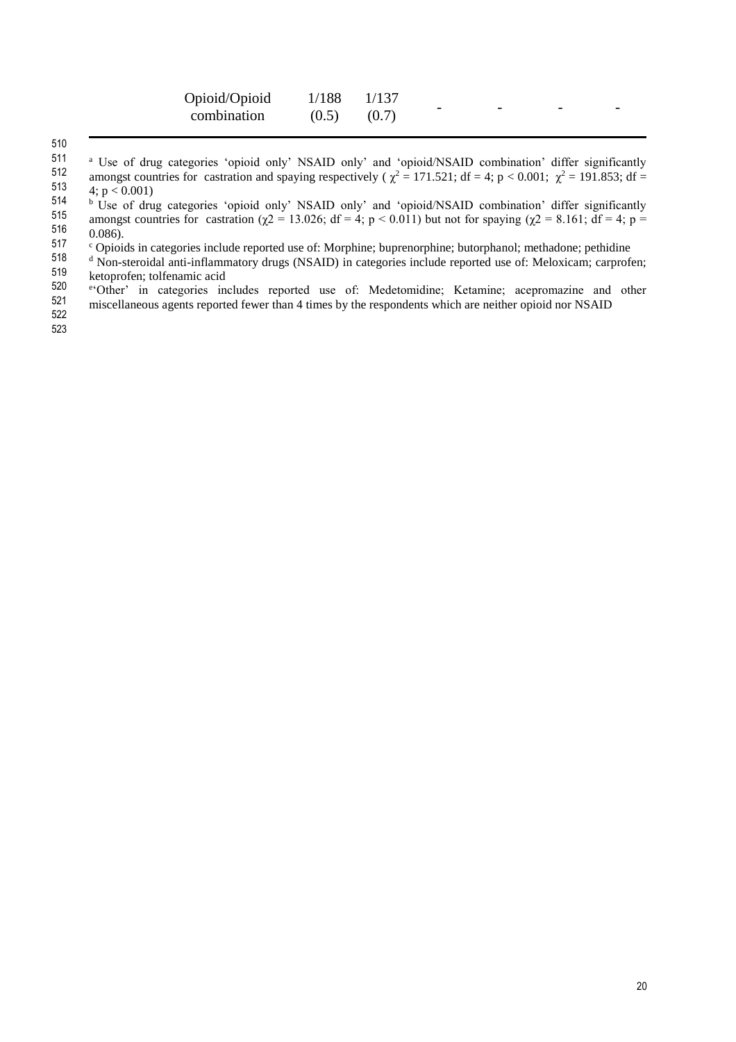| | | | | | | |
|---|---|---|---|---|---|---|
| Opioid/Opioid combination | 1/188 (0.5) | 1/137 (0.7) | - | - | - | - |

[a] Use of drug categories 'opioid only' NSAID only' and 'opioid/NSAID combination' differ significantly amongst countries for castration and spaying respectively ( $\chi^2 = 171.521$; df = 4; $p < 0.001$; $\chi^2 = 191.853$; df = 4; $p < 0.001$)

[b] Use of drug categories 'opioid only' NSAID only' and 'opioid/NSAID combination' differ significantly amongst countries for castration ($\chi 2 = 13.026$; df = 4; $p < 0.011$) but not for spaying ($\chi 2 = 8.161$; df = 4; $p = 0.086$).

[c] Opioids in categories include reported use of: Morphine; buprenorphine; butorphanol; methadone; pethidine

[d] Non-steroidal anti-inflammatory drugs (NSAID) in categories include reported use of: Meloxicam; carprofen; ketoprofen; tolfenamic acid

[e] 'Other' in categories includes reported use of: Medetomidine; Ketamine; acepromazine and other miscellaneous agents reported fewer than 4 times by the respondents which are neither opioid nor NSAID